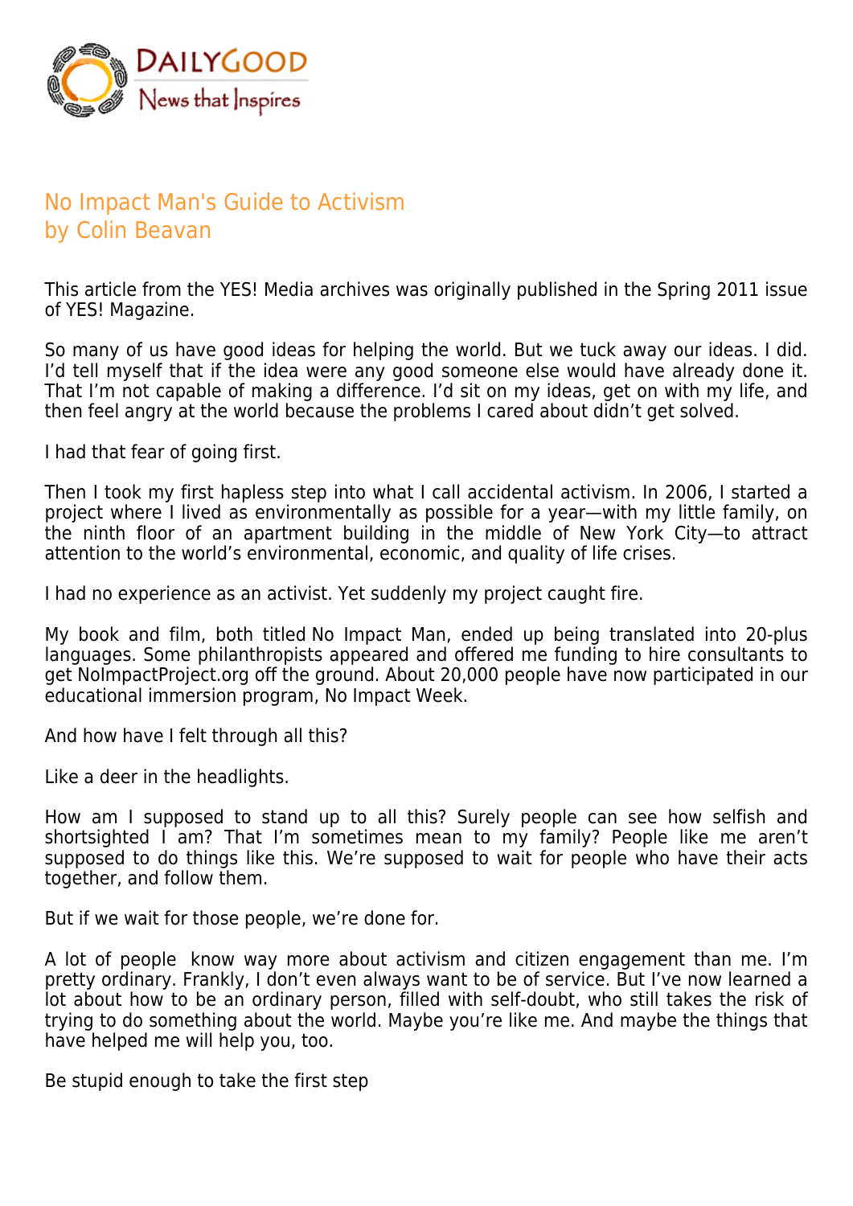# No Impact Man's Guide to Activism
## by Colin Beavan

This article from the YES! Media archives was originally published in the Spring 2011 issue of YES! Magazine.

So many of us have good ideas for helping the world. But we tuck away our ideas. I did. I'd tell myself that if the idea were any good someone else would have already done it. That I'm not capable of making a difference. I'd sit on my ideas, get on with my life, and then feel angry at the world because the problems I cared about didn't get solved.

I had that fear of going first.

Then I took my first hapless step into what I call accidental activism. In 2006, I started a project where I lived as environmentally as possible for a year—with my little family, on the ninth floor of an apartment building in the middle of New York City—to attract attention to the world's environmental, economic, and quality of life crises.

I had no experience as an activist. Yet suddenly my project caught fire.

My book and film, both titled No Impact Man, ended up being translated into 20-plus languages. Some philanthropists appeared and offered me funding to hire consultants to get NoImpactProject.org off the ground. About 20,000 people have now participated in our educational immersion program, No Impact Week.

And how have I felt through all this?

Like a deer in the headlights.

How am I supposed to stand up to all this? Surely people can see how selfish and shortsighted I am? That I'm sometimes mean to my family? People like me aren't supposed to do things like this. We're supposed to wait for people who have their acts together, and follow them.

But if we wait for those people, we're done for.

A lot of people know way more about activism and citizen engagement than me. I'm pretty ordinary. Frankly, I don't even always want to be of service. But I've now learned a lot about how to be an ordinary person, filled with self-doubt, who still takes the risk of trying to do something about the world. Maybe you're like me. And maybe the things that have helped me will help you, too.

### Be stupid enough to take the first step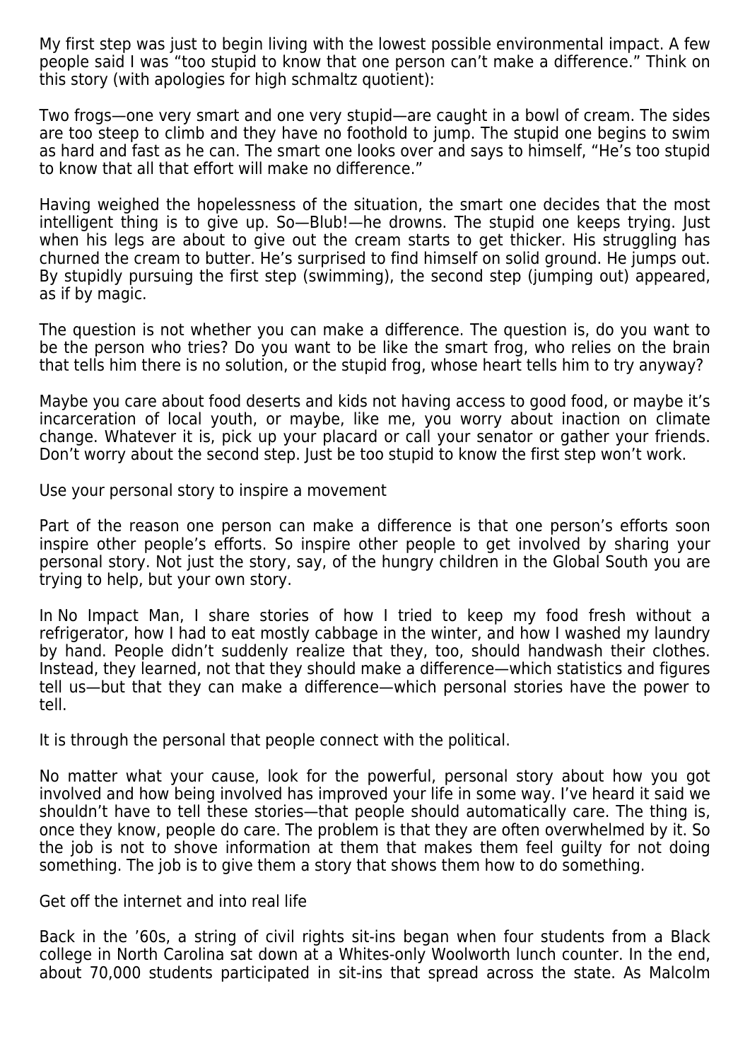My first step was just to begin living with the lowest possible environmental impact. A few people said I was "too stupid to know that one person can't make a difference." Think on this story (with apologies for high schmaltz quotient):

Two frogs—one very smart and one very stupid—are caught in a bowl of cream. The sides are too steep to climb and they have no foothold to jump. The stupid one begins to swim as hard and fast as he can. The smart one looks over and says to himself, "He's too stupid to know that all that effort will make no difference."

Having weighed the hopelessness of the situation, the smart one decides that the most intelligent thing is to give up. So—Blub!—he drowns. The stupid one keeps trying. Just when his legs are about to give out the cream starts to get thicker. His struggling has churned the cream to butter. He's surprised to find himself on solid ground. He jumps out. By stupidly pursuing the first step (swimming), the second step (jumping out) appeared, as if by magic.

The question is not whether you can make a difference. The question is, do you want to be the person who tries? Do you want to be like the smart frog, who relies on the brain that tells him there is no solution, or the stupid frog, whose heart tells him to try anyway?

Maybe you care about food deserts and kids not having access to good food, or maybe it's incarceration of local youth, or maybe, like me, you worry about inaction on climate change. Whatever it is, pick up your placard or call your senator or gather your friends. Don't worry about the second step. Just be too stupid to know the first step won't work.

## Use your personal story to inspire a movement

Part of the reason one person can make a difference is that one person's efforts soon inspire other people's efforts. So inspire other people to get involved by sharing your personal story. Not just the story, say, of the hungry children in the Global South you are trying to help, but your own story.

In *No Impact Man*, I share stories of how I tried to keep my food fresh without a refrigerator, how I had to eat mostly cabbage in the winter, and how I washed my laundry by hand. People didn't suddenly realize that they, too, should handwash their clothes. Instead, they learned, not that they should make a difference—which statistics and figures tell us—but that they can make a difference—which personal stories have the power to tell.

It is through the personal that people connect with the political.

No matter what your cause, look for the powerful, personal story about how you got involved and how being involved has improved your life in some way. I've heard it said we shouldn't have to tell these stories—that people should automatically care. The thing is, once they know, people do care. The problem is that they are often overwhelmed by it. So the job is not to shove information at them that makes them feel guilty for not doing something. The job is to give them a story that shows them how to do something.

## Get off the internet and into real life

Back in the '60s, a string of civil rights sit-ins began when four students from a Black college in North Carolina sat down at a Whites-only Woolworth lunch counter. In the end, about 70,000 students participated in sit-ins that spread across the state. As Malcolm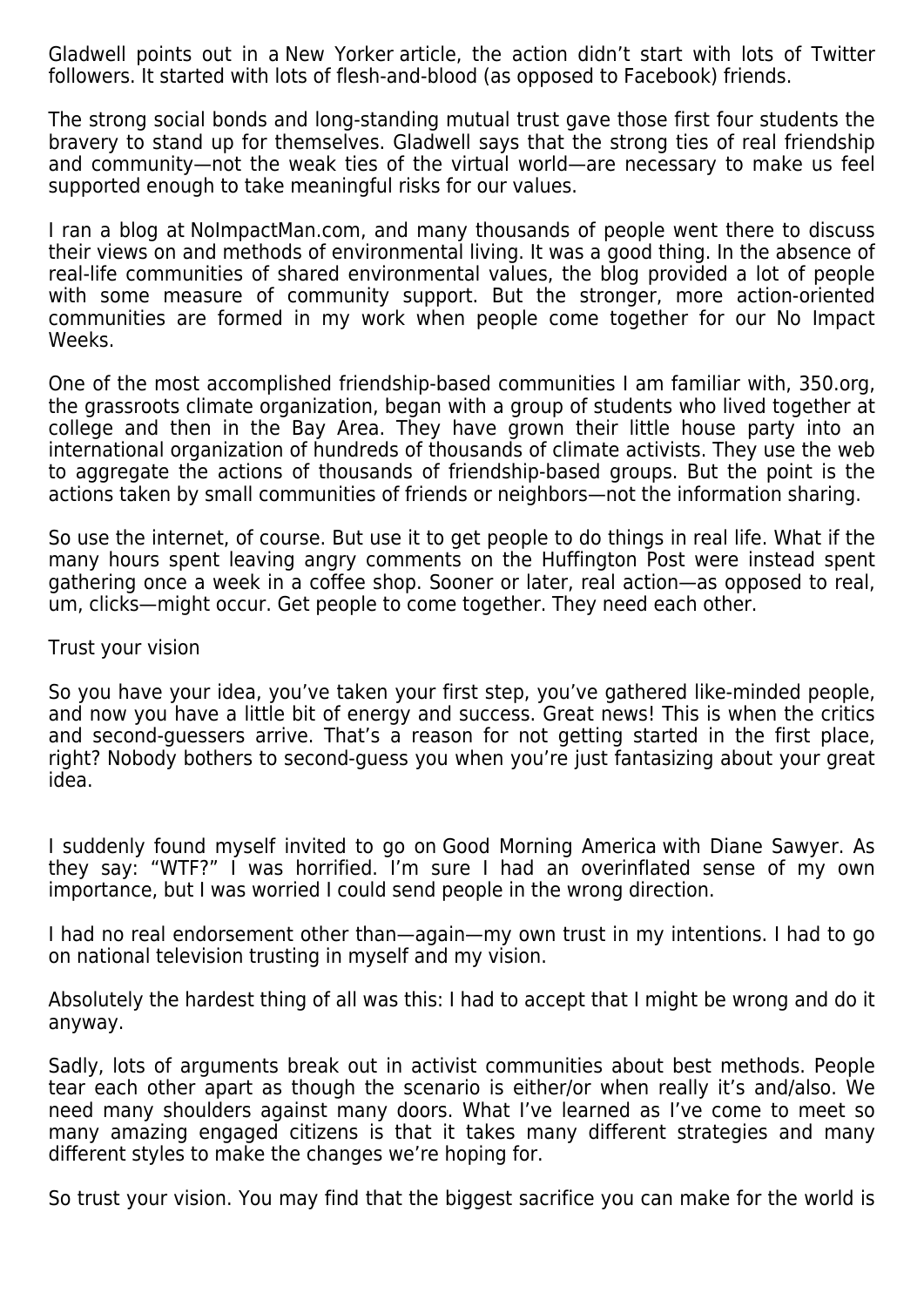Gladwell points out in a *New Yorker* article, the action didn't start with lots of Twitter followers. It started with lots of flesh-and-blood (as opposed to Facebook) friends.

The strong social bonds and long-standing mutual trust gave those first four students the bravery to stand up for themselves. Gladwell says that the strong ties of real friendship and community—not the weak ties of the virtual world—are necessary to make us feel supported enough to take meaningful risks for our values.

I ran a blog at NoImpactMan.com, and many thousands of people went there to discuss their views on and methods of environmental living. It was a good thing. In the absence of real-life communities of shared environmental values, the blog provided a lot of people with some measure of community support. But the stronger, more action-oriented communities are formed in my work when people come together for our No Impact Weeks.

One of the most accomplished friendship-based communities I am familiar with, 350.org, the grassroots climate organization, began with a group of students who lived together at college and then in the Bay Area. They have grown their little house party into an international organization of hundreds of thousands of climate activists. They use the web to aggregate the actions of thousands of friendship-based groups. But the point is the actions taken by small communities of friends or neighbors—not the information sharing.

So use the internet, of course. But use it to get people to do things in real life. What if the many hours spent leaving angry comments on the Huffington Post were instead spent gathering once a week in a coffee shop. Sooner or later, real action—as opposed to real, um, clicks—might occur. Get people to come together. They need each other.

## Trust your vision

So you have your idea, you've taken your first step, you've gathered like-minded people, and now you have a little bit of energy and success. Great news! This is when the critics and second-guessers arrive. That's a reason for not getting started in the first place, right? Nobody bothers to second-guess you when you're just fantasizing about your great idea.

I suddenly found myself invited to go on *Good Morning America* with Diane Sawyer. As they say: "WTF?" I was horrified. I'm sure I had an overinflated sense of my own importance, but I was worried I could send people in the wrong direction.

I had no real endorsement other than—again—my own trust in my intentions. I had to go on national television trusting in myself and my vision.

Absolutely the hardest thing of all was this: I had to accept that I might be wrong and do it anyway.

Sadly, lots of arguments break out in activist communities about best methods. People tear each other apart as though the scenario is either/or when really it's and/also. We need many shoulders against many doors. What I've learned as I've come to meet so many amazing engaged citizens is that it takes many different strategies and many different styles to make the changes we're hoping for.

So trust your vision. You may find that the biggest sacrifice you can make for the world is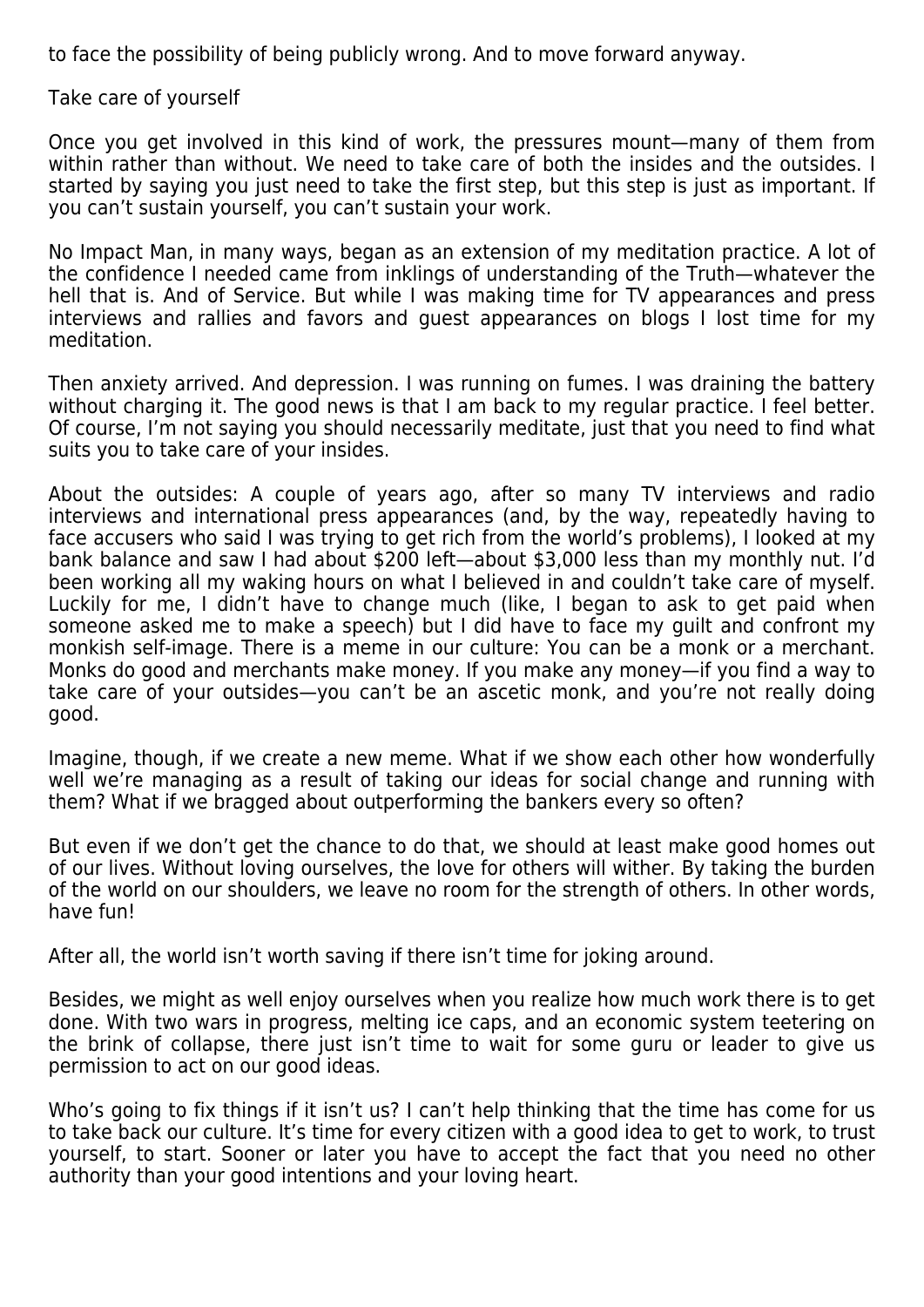to face the possibility of being publicly wrong. And to move forward anyway.

## Take care of yourself

Once you get involved in this kind of work, the pressures mount—many of them from within rather than without. We need to take care of both the insides and the outsides. I started by saying you just need to take the first step, but this step is just as important. If you can't sustain yourself, you can't sustain your work.

No Impact Man, in many ways, began as an extension of my meditation practice. A lot of the confidence I needed came from inklings of understanding of the Truth—whatever the hell that is. And of Service. But while I was making time for TV appearances and press interviews and rallies and favors and guest appearances on blogs I lost time for my meditation.

Then anxiety arrived. And depression. I was running on fumes. I was draining the battery without charging it. The good news is that I am back to my regular practice. I feel better. Of course, I'm not saying you should necessarily meditate, just that you need to find what suits you to take care of your insides.

About the outsides: A couple of years ago, after so many TV interviews and radio interviews and international press appearances (and, by the way, repeatedly having to face accusers who said I was trying to get rich from the world's problems), I looked at my bank balance and saw I had about $200 left—about $3,000 less than my monthly nut. I'd been working all my waking hours on what I believed in and couldn't take care of myself. Luckily for me, I didn't have to change much (like, I began to ask to get paid when someone asked me to make a speech) but I did have to face my guilt and confront my monkish self-image. There is a meme in our culture: You can be a monk or a merchant. Monks do good and merchants make money. If you make any money—if you find a way to take care of your outsides—you can't be an ascetic monk, and you're not really doing good.

Imagine, though, if we create a new meme. What if we show each other how wonderfully well we're managing as a result of taking our ideas for social change and running with them? What if we bragged about outperforming the bankers every so often?

But even if we don't get the chance to do that, we should at least make good homes out of our lives. Without loving ourselves, the love for others will wither. By taking the burden of the world on our shoulders, we leave no room for the strength of others. In other words, have fun!

After all, the world isn't worth saving if there isn't time for joking around.

Besides, we might as well enjoy ourselves when you realize how much work there is to get done. With two wars in progress, melting ice caps, and an economic system teetering on the brink of collapse, there just isn't time to wait for some guru or leader to give us permission to act on our good ideas.

Who's going to fix things if it isn't us? I can't help thinking that the time has come for us to take back our culture. It's time for every citizen with a good idea to get to work, to trust yourself, to start. Sooner or later you have to accept the fact that you need no other authority than your good intentions and your loving heart.